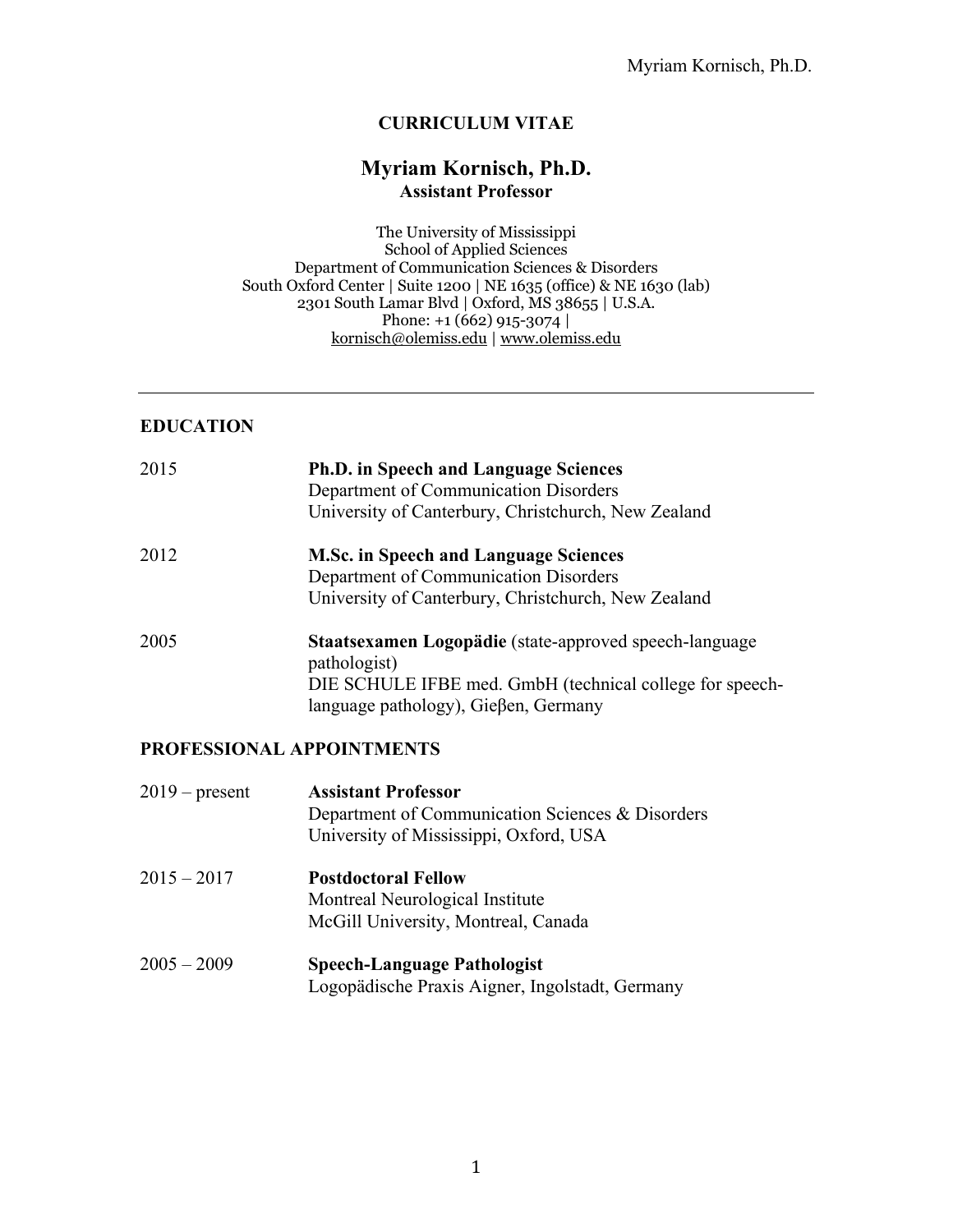# CURRICULUM VITAE

## Myriam Kornisch, Ph.D.

**Assistant Professor**

The University of Mississippi
School of Applied Sciences
Department of Communication Sciences & Disorders
South Oxford Center | Suite 1200 | NE 1635 (office) & NE 1630 (lab)
2301 South Lamar Blvd | Oxford, MS 38655 | U.S.A.
Phone: +1 (662) 915-3074 |
kornisch@olemiss.edu | www.olemiss.edu

---

## EDUCATION

2015 — **Ph.D. in Speech and Language Sciences**
Department of Communication Disorders
University of Canterbury, Christchurch, New Zealand

2012 — **M.Sc. in Speech and Language Sciences**
Department of Communication Disorders
University of Canterbury, Christchurch, New Zealand

2005 — **Staatsexamen Logopädie** (state-approved speech-language pathologist)
DIE SCHULE IFBE med. GmbH (technical college for speech-language pathology), Gieβen, Germany

## PROFESSIONAL APPOINTMENTS

2019 – present — **Assistant Professor**
Department of Communication Sciences & Disorders
University of Mississippi, Oxford, USA

2015 – 2017 — **Postdoctoral Fellow**
Montreal Neurological Institute
McGill University, Montreal, Canada

2005 – 2009 — **Speech-Language Pathologist**
Logopädische Praxis Aigner, Ingolstadt, Germany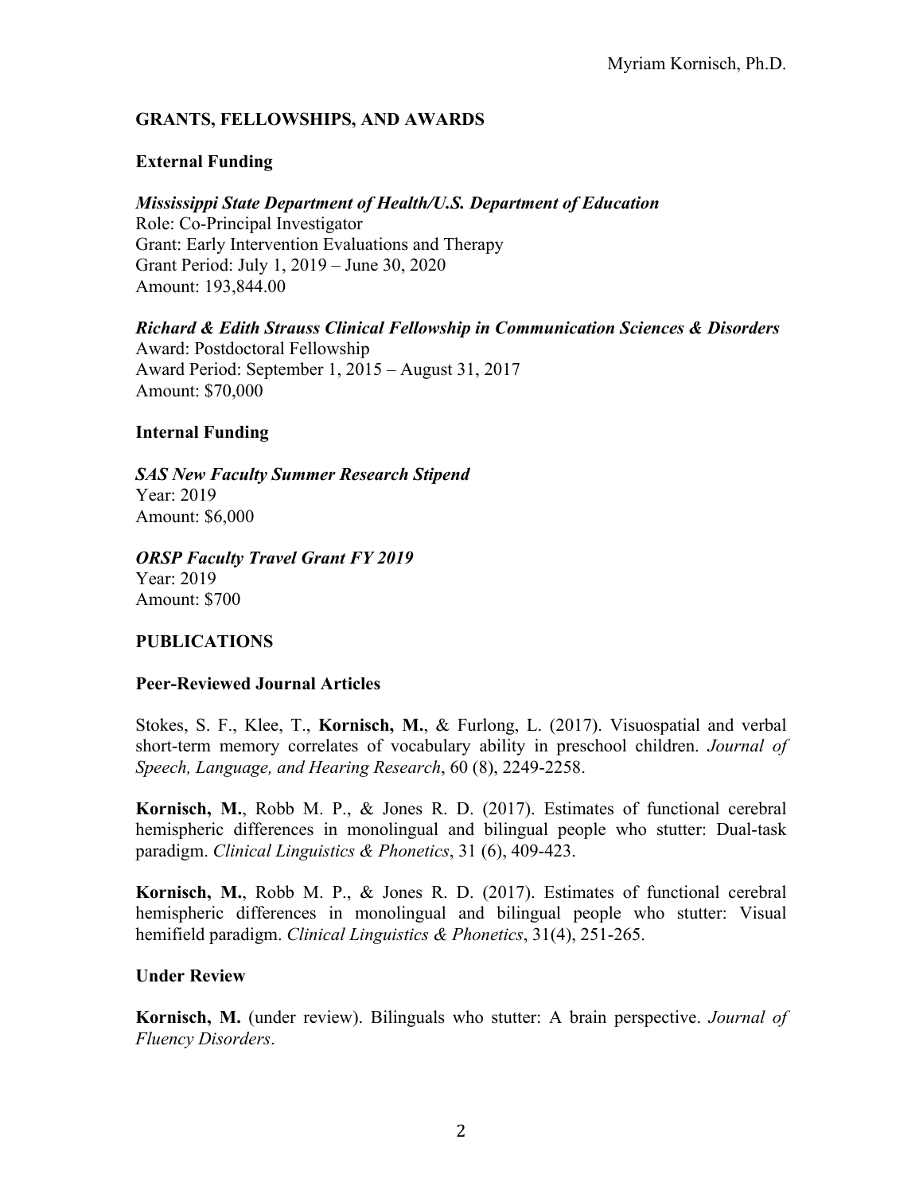## GRANTS, FELLOWSHIPS, AND AWARDS

### External Funding

***Mississippi State Department of Health/U.S. Department of Education***
Role: Co-Principal Investigator
Grant: Early Intervention Evaluations and Therapy
Grant Period: July 1, 2019 – June 30, 2020
Amount: 193,844.00

***Richard & Edith Strauss Clinical Fellowship in Communication Sciences & Disorders***
Award: Postdoctoral Fellowship
Award Period: September 1, 2015 – August 31, 2017
Amount: $70,000

### Internal Funding

***SAS New Faculty Summer Research Stipend***
Year: 2019
Amount: $6,000

***ORSP Faculty Travel Grant FY 2019***
Year: 2019
Amount: $700

## PUBLICATIONS

### Peer-Reviewed Journal Articles

Stokes, S. F., Klee, T., **Kornisch, M.**, & Furlong, L. (2017). Visuospatial and verbal short-term memory correlates of vocabulary ability in preschool children. *Journal of Speech, Language, and Hearing Research*, 60 (8), 2249-2258.

**Kornisch, M.**, Robb M. P., & Jones R. D. (2017). Estimates of functional cerebral hemispheric differences in monolingual and bilingual people who stutter: Dual-task paradigm. *Clinical Linguistics & Phonetics*, 31 (6), 409-423.

**Kornisch, M.**, Robb M. P., & Jones R. D. (2017). Estimates of functional cerebral hemispheric differences in monolingual and bilingual people who stutter: Visual hemifield paradigm. *Clinical Linguistics & Phonetics*, 31(4), 251-265.

### Under Review

**Kornisch, M.** (under review). Bilinguals who stutter: A brain perspective. *Journal of Fluency Disorders*.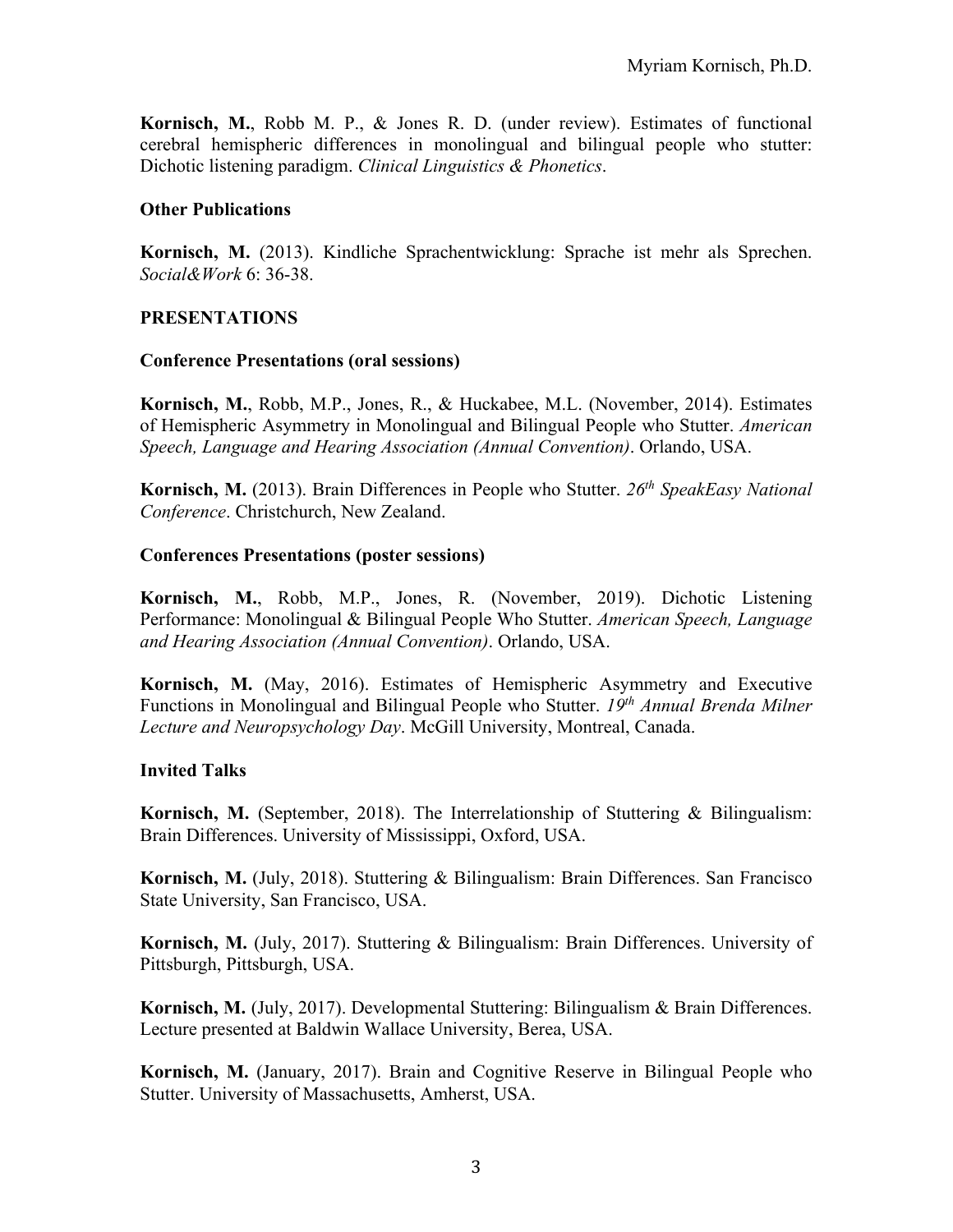**Kornisch, M.**, Robb M. P., & Jones R. D. (under review). Estimates of functional cerebral hemispheric differences in monolingual and bilingual people who stutter: Dichotic listening paradigm. *Clinical Linguistics & Phonetics*.

### Other Publications

**Kornisch, M.** (2013). Kindliche Sprachentwicklung: Sprache ist mehr als Sprechen. *Social&Work* 6: 36-38.

## PRESENTATIONS

### Conference Presentations (oral sessions)

**Kornisch, M.**, Robb, M.P., Jones, R., & Huckabee, M.L. (November, 2014). Estimates of Hemispheric Asymmetry in Monolingual and Bilingual People who Stutter. *American Speech, Language and Hearing Association (Annual Convention)*. Orlando, USA.

**Kornisch, M.** (2013). Brain Differences in People who Stutter. *26th SpeakEasy National Conference*. Christchurch, New Zealand.

### Conferences Presentations (poster sessions)

**Kornisch, M.**, Robb, M.P., Jones, R. (November, 2019). Dichotic Listening Performance: Monolingual & Bilingual People Who Stutter. *American Speech, Language and Hearing Association (Annual Convention)*. Orlando, USA.

**Kornisch, M.** (May, 2016). Estimates of Hemispheric Asymmetry and Executive Functions in Monolingual and Bilingual People who Stutter. *19th Annual Brenda Milner Lecture and Neuropsychology Day*. McGill University, Montreal, Canada.

### Invited Talks

**Kornisch, M.** (September, 2018). The Interrelationship of Stuttering & Bilingualism: Brain Differences. University of Mississippi, Oxford, USA.

**Kornisch, M.** (July, 2018). Stuttering & Bilingualism: Brain Differences. San Francisco State University, San Francisco, USA.

**Kornisch, M.** (July, 2017). Stuttering & Bilingualism: Brain Differences. University of Pittsburgh, Pittsburgh, USA.

**Kornisch, M.** (July, 2017). Developmental Stuttering: Bilingualism & Brain Differences. Lecture presented at Baldwin Wallace University, Berea, USA.

**Kornisch, M.** (January, 2017). Brain and Cognitive Reserve in Bilingual People who Stutter. University of Massachusetts, Amherst, USA.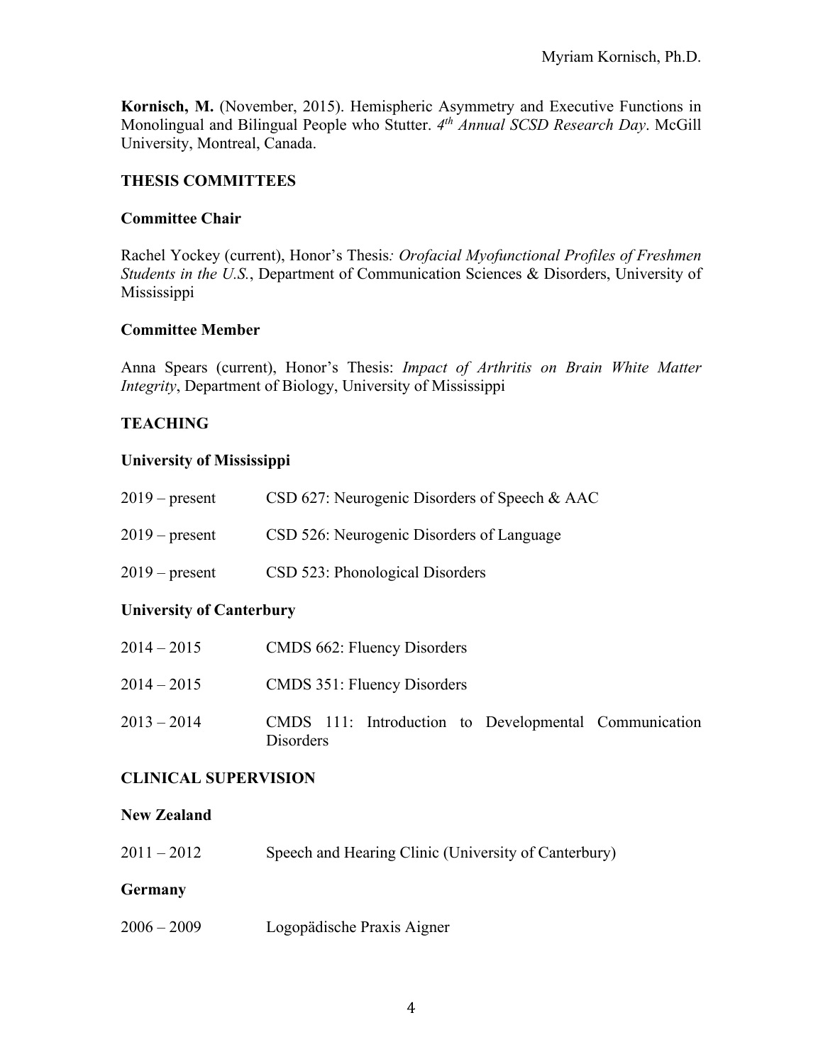**Kornisch, M.** (November, 2015). Hemispheric Asymmetry and Executive Functions in Monolingual and Bilingual People who Stutter. *4th Annual SCSD Research Day*. McGill University, Montreal, Canada.

## THESIS COMMITTEES

### Committee Chair

Rachel Yockey (current), Honor's Thesis*: Orofacial Myofunctional Profiles of Freshmen Students in the U.S.*, Department of Communication Sciences & Disorders, University of Mississippi

### Committee Member

Anna Spears (current), Honor's Thesis: *Impact of Arthritis on Brain White Matter Integrity*, Department of Biology, University of Mississippi

## TEACHING

### University of Mississippi

2019 – present CSD 627: Neurogenic Disorders of Speech & AAC

2019 – present CSD 526: Neurogenic Disorders of Language

2019 – present CSD 523: Phonological Disorders

### University of Canterbury

2014 – 2015 CMDS 662: Fluency Disorders

2014 – 2015 CMDS 351: Fluency Disorders

2013 – 2014 CMDS 111: Introduction to Developmental Communication Disorders

## CLINICAL SUPERVISION

### New Zealand

2011 – 2012 Speech and Hearing Clinic (University of Canterbury)

### Germany

2006 – 2009 Logopädische Praxis Aigner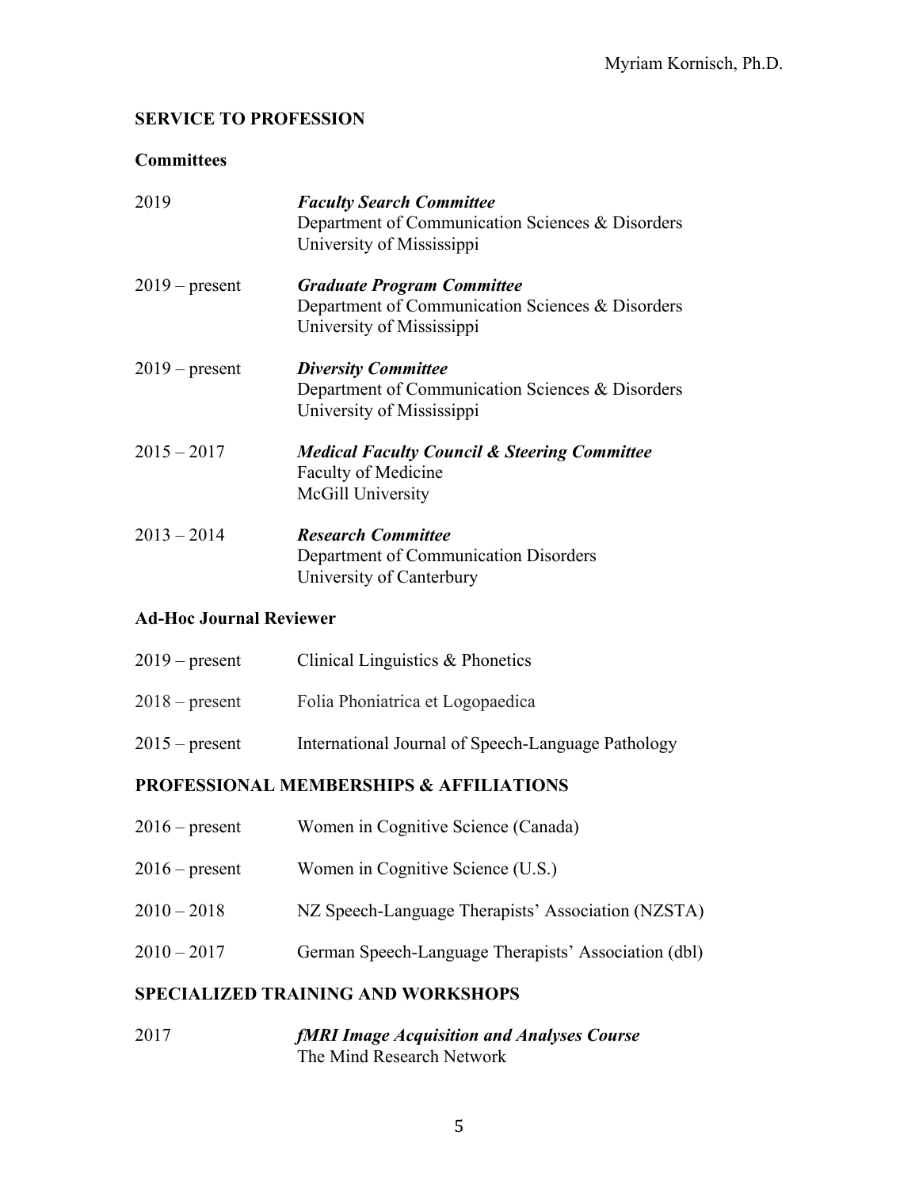## SERVICE TO PROFESSION

### Committees

2019 — ***Faculty Search Committee***
Department of Communication Sciences & Disorders
University of Mississippi

2019 – present — ***Graduate Program Committee***
Department of Communication Sciences & Disorders
University of Mississippi

2019 – present — ***Diversity Committee***
Department of Communication Sciences & Disorders
University of Mississippi

2015 – 2017 — ***Medical Faculty Council & Steering Committee***
Faculty of Medicine
McGill University

2013 – 2014 — ***Research Committee***
Department of Communication Disorders
University of Canterbury

### Ad-Hoc Journal Reviewer

2019 – present — Clinical Linguistics & Phonetics

2018 – present — Folia Phoniatrica et Logopaedica

2015 – present — International Journal of Speech-Language Pathology

## PROFESSIONAL MEMBERSHIPS & AFFILIATIONS

2016 – present — Women in Cognitive Science (Canada)

2016 – present — Women in Cognitive Science (U.S.)

2010 – 2018 — NZ Speech-Language Therapists' Association (NZSTA)

2010 – 2017 — German Speech-Language Therapists' Association (dbl)

## SPECIALIZED TRAINING AND WORKSHOPS

2017 — ***fMRI Image Acquisition and Analyses Course***
The Mind Research Network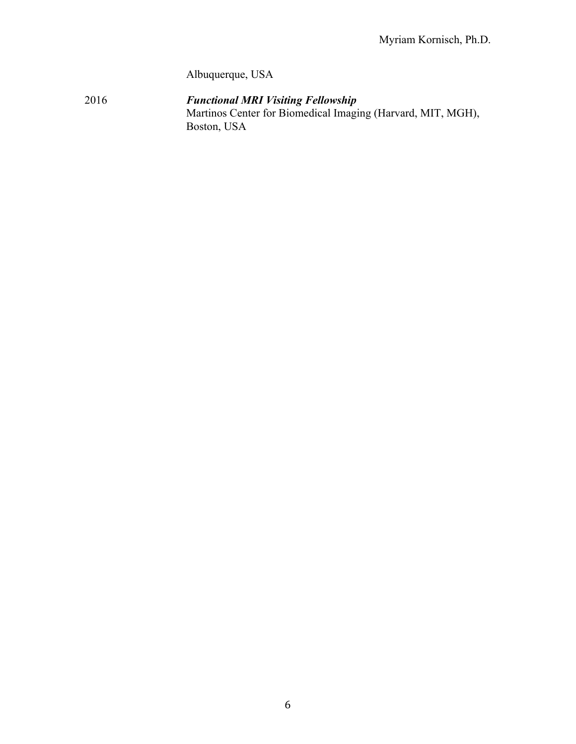Albuquerque, USA

2016 ***Functional MRI Visiting Fellowship***
Martinos Center for Biomedical Imaging (Harvard, MIT, MGH), Boston, USA